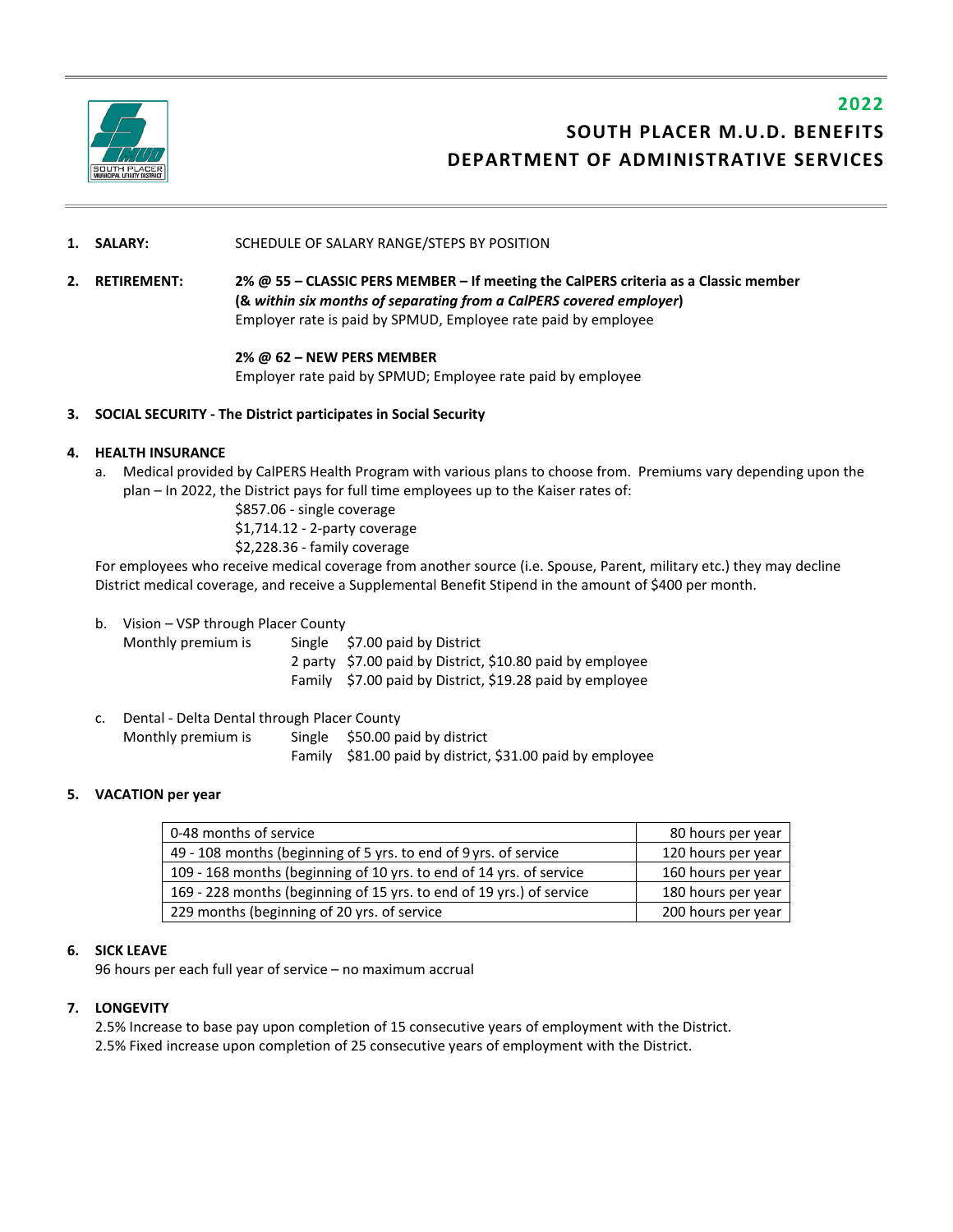# 2022

# SOUTH PLACER M.U.D. BENEFITS
# DEPARTMENT OF ADMINISTRATIVE SERVICES

1. **SALARY:** SCHEDULE OF SALARY RANGE/STEPS BY POSITION

2. **RETIREMENT:** **2% @ 55 – CLASSIC PERS MEMBER – If meeting the CalPERS criteria as a Classic member (& *within six months of separating from a CalPERS covered employer*)**
   Employer rate is paid by SPMUD, Employee rate paid by employee

   **2% @ 62 – NEW PERS MEMBER**
   Employer rate paid by SPMUD; Employee rate paid by employee

3. **SOCIAL SECURITY - The District participates in Social Security**

4. **HEALTH INSURANCE**
   a. Medical provided by CalPERS Health Program with various plans to choose from. Premiums vary depending upon the plan – In 2022, the District pays for full time employees up to the Kaiser rates of:
      $857.06 - single coverage
      $1,714.12 - 2-party coverage
      $2,228.36 - family coverage

   For employees who receive medical coverage from another source (i.e. Spouse, Parent, military etc.) they may decline District medical coverage, and receive a Supplemental Benefit Stipend in the amount of $400 per month.

   b. Vision – VSP through Placer County
      Monthly premium is
      Single $7.00 paid by District
      2 party $7.00 paid by District, $10.80 paid by employee
      Family $7.00 paid by District, $19.28 paid by employee

   c. Dental - Delta Dental through Placer County
      Monthly premium is
      Single $50.00 paid by district
      Family $81.00 paid by district, $31.00 paid by employee

5. **VACATION per year**

| | |
|---|---|
| 0-48 months of service | 80 hours per year |
| 49 - 108 months (beginning of 5 yrs. to end of 9 yrs. of service | 120 hours per year |
| 109 - 168 months (beginning of 10 yrs. to end of 14 yrs. of service | 160 hours per year |
| 169 - 228 months (beginning of 15 yrs. to end of 19 yrs.) of service | 180 hours per year |
| 229 months (beginning of 20 yrs. of service | 200 hours per year |

6. **SICK LEAVE**
   96 hours per each full year of service – no maximum accrual

7. **LONGEVITY**
   2.5% Increase to base pay upon completion of 15 consecutive years of employment with the District.
   2.5% Fixed increase upon completion of 25 consecutive years of employment with the District.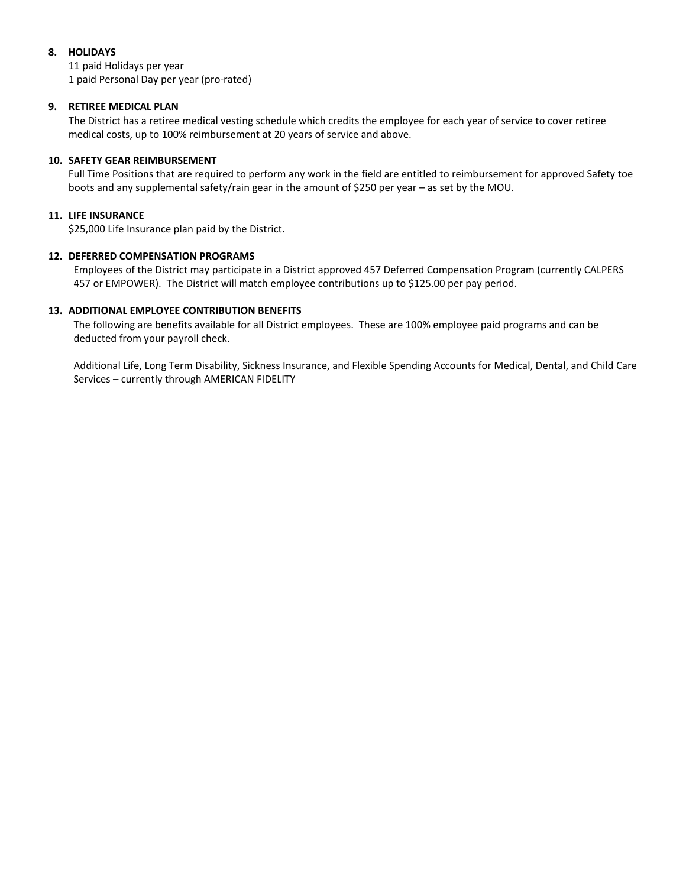**8. HOLIDAYS**

11 paid Holidays per year
1 paid Personal Day per year (pro-rated)

**9. RETIREE MEDICAL PLAN**

The District has a retiree medical vesting schedule which credits the employee for each year of service to cover retiree medical costs, up to 100% reimbursement at 20 years of service and above.

**10. SAFETY GEAR REIMBURSEMENT**

Full Time Positions that are required to perform any work in the field are entitled to reimbursement for approved Safety toe boots and any supplemental safety/rain gear in the amount of $250 per year – as set by the MOU.

**11. LIFE INSURANCE**

$25,000 Life Insurance plan paid by the District.

**12. DEFERRED COMPENSATION PROGRAMS**

Employees of the District may participate in a District approved 457 Deferred Compensation Program (currently CALPERS 457 or EMPOWER). The District will match employee contributions up to $125.00 per pay period.

**13. ADDITIONAL EMPLOYEE CONTRIBUTION BENEFITS**

The following are benefits available for all District employees. These are 100% employee paid programs and can be deducted from your payroll check.

Additional Life, Long Term Disability, Sickness Insurance, and Flexible Spending Accounts for Medical, Dental, and Child Care Services – currently through AMERICAN FIDELITY